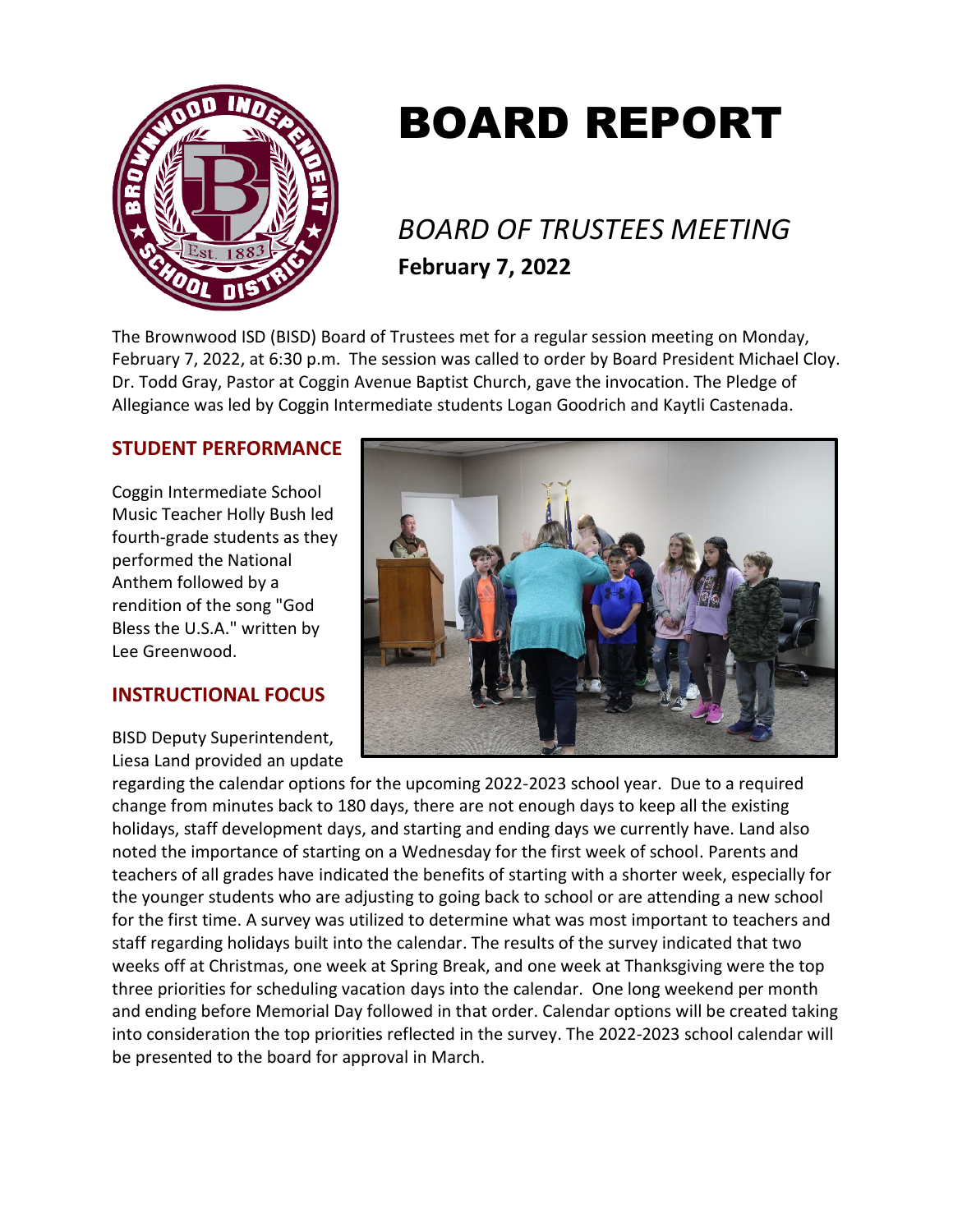# BOARD REPORT

## *BOARD OF TRUSTEES MEETING*

**February 7, 2022**

The Brownwood ISD (BISD) Board of Trustees met for a regular session meeting on Monday, February 7, 2022, at 6:30 p.m. The session was called to order by Board President Michael Cloy. Dr. Todd Gray, Pastor at Coggin Avenue Baptist Church, gave the invocation. The Pledge of Allegiance was led by Coggin Intermediate students Logan Goodrich and Kaytli Castenada.

### STUDENT PERFORMANCE

Coggin Intermediate School Music Teacher Holly Bush led fourth-grade students as they performed the National Anthem followed by a rendition of the song "God Bless the U.S.A." written by Lee Greenwood.

### INSTRUCTIONAL FOCUS

BISD Deputy Superintendent, Liesa Land provided an update regarding the calendar options for the upcoming 2022-2023 school year. Due to a required change from minutes back to 180 days, there are not enough days to keep all the existing holidays, staff development days, and starting and ending days we currently have. Land also noted the importance of starting on a Wednesday for the first week of school. Parents and teachers of all grades have indicated the benefits of starting with a shorter week, especially for the younger students who are adjusting to going back to school or are attending a new school for the first time. A survey was utilized to determine what was most important to teachers and staff regarding holidays built into the calendar. The results of the survey indicated that two weeks off at Christmas, one week at Spring Break, and one week at Thanksgiving were the top three priorities for scheduling vacation days into the calendar. One long weekend per month and ending before Memorial Day followed in that order. Calendar options will be created taking into consideration the top priorities reflected in the survey. The 2022-2023 school calendar will be presented to the board for approval in March.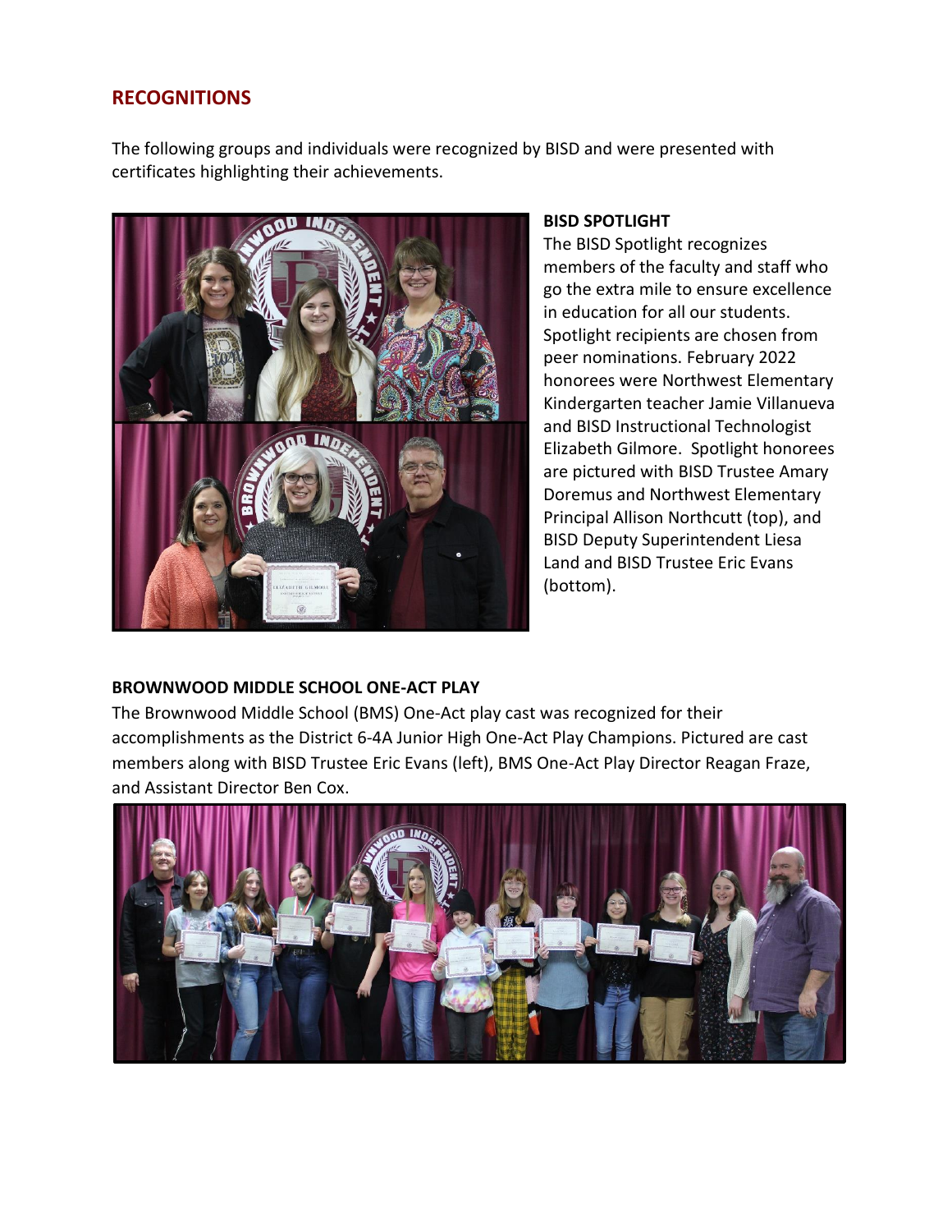## RECOGNITIONS

The following groups and individuals were recognized by BISD and were presented with certificates highlighting their achievements.

**BISD SPOTLIGHT**

The BISD Spotlight recognizes members of the faculty and staff who go the extra mile to ensure excellence in education for all our students. Spotlight recipients are chosen from peer nominations. February 2022 honorees were Northwest Elementary Kindergarten teacher Jamie Villanueva and BISD Instructional Technologist Elizabeth Gilmore. Spotlight honorees are pictured with BISD Trustee Amary Doremus and Northwest Elementary Principal Allison Northcutt (top), and BISD Deputy Superintendent Liesa Land and BISD Trustee Eric Evans (bottom).

**BROWNWOOD MIDDLE SCHOOL ONE-ACT PLAY**

The Brownwood Middle School (BMS) One-Act play cast was recognized for their accomplishments as the District 6-4A Junior High One-Act Play Champions. Pictured are cast members along with BISD Trustee Eric Evans (left), BMS One-Act Play Director Reagan Fraze, and Assistant Director Ben Cox.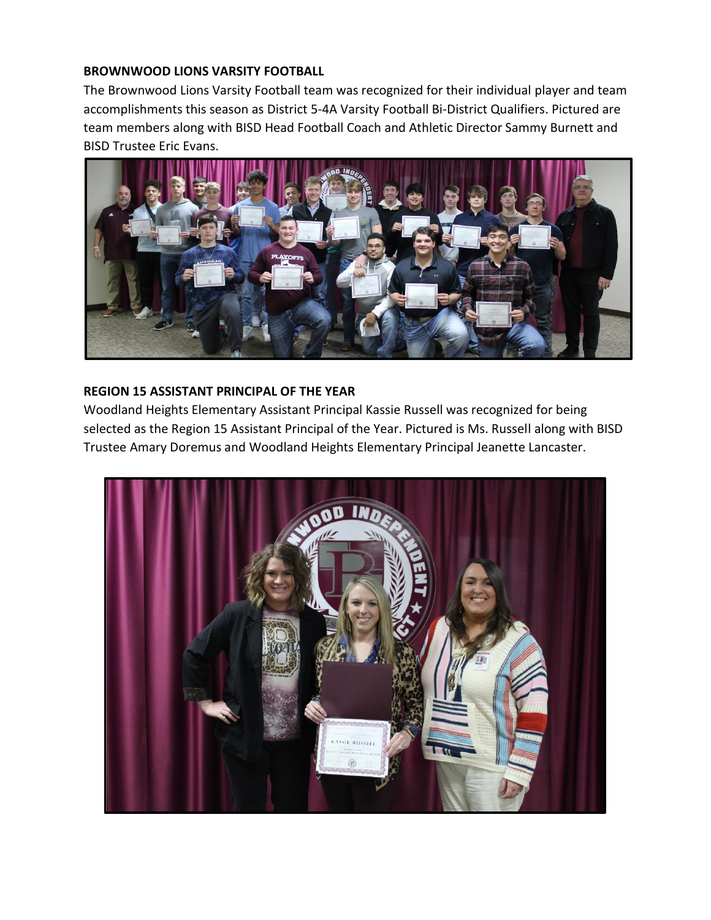**BROWNWOOD LIONS VARSITY FOOTBALL**

The Brownwood Lions Varsity Football team was recognized for their individual player and team accomplishments this season as District 5-4A Varsity Football Bi-District Qualifiers. Pictured are team members along with BISD Head Football Coach and Athletic Director Sammy Burnett and BISD Trustee Eric Evans.

**REGION 15 ASSISTANT PRINCIPAL OF THE YEAR**

Woodland Heights Elementary Assistant Principal Kassie Russell was recognized for being selected as the Region 15 Assistant Principal of the Year. Pictured is Ms. Russell along with BISD Trustee Amary Doremus and Woodland Heights Elementary Principal Jeanette Lancaster.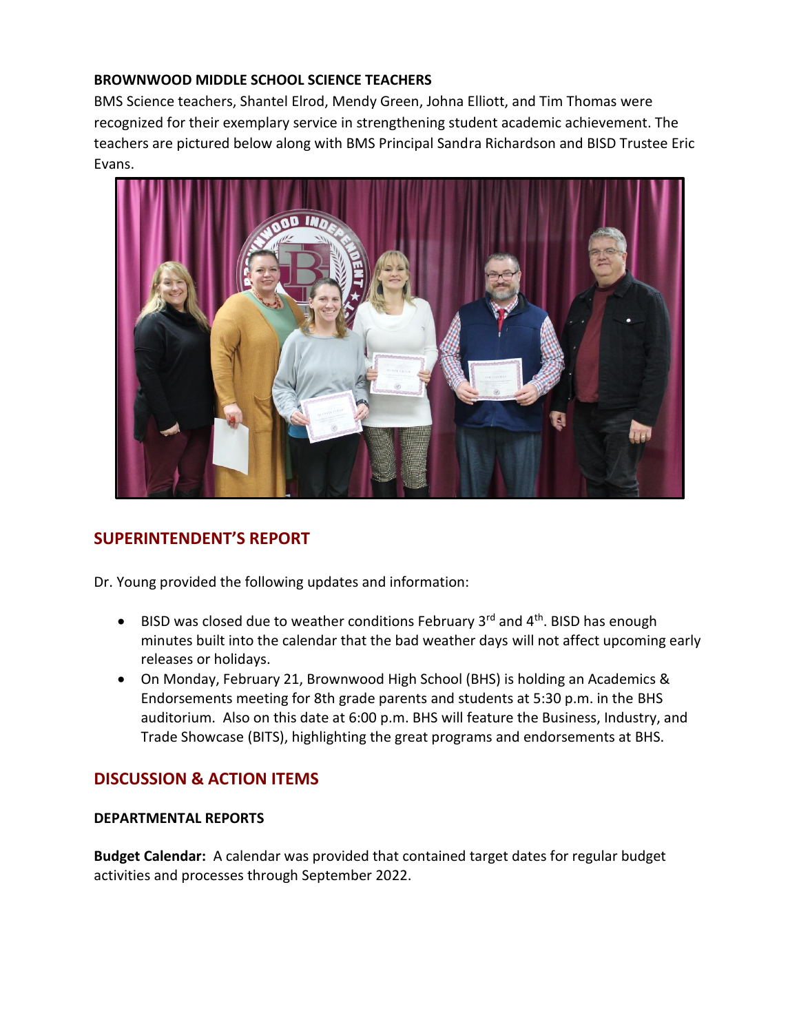**BROWNWOOD MIDDLE SCHOOL SCIENCE TEACHERS**

BMS Science teachers, Shantel Elrod, Mendy Green, Johna Elliott, and Tim Thomas were recognized for their exemplary service in strengthening student academic achievement. The teachers are pictured below along with BMS Principal Sandra Richardson and BISD Trustee Eric Evans.

## SUPERINTENDENT'S REPORT

Dr. Young provided the following updates and information:

- BISD was closed due to weather conditions February 3rd and 4th. BISD has enough minutes built into the calendar that the bad weather days will not affect upcoming early releases or holidays.
- On Monday, February 21, Brownwood High School (BHS) is holding an Academics & Endorsements meeting for 8th grade parents and students at 5:30 p.m. in the BHS auditorium. Also on this date at 6:00 p.m. BHS will feature the Business, Industry, and Trade Showcase (BITS), highlighting the great programs and endorsements at BHS.

## DISCUSSION & ACTION ITEMS

**DEPARTMENTAL REPORTS**

**Budget Calendar:** A calendar was provided that contained target dates for regular budget activities and processes through September 2022.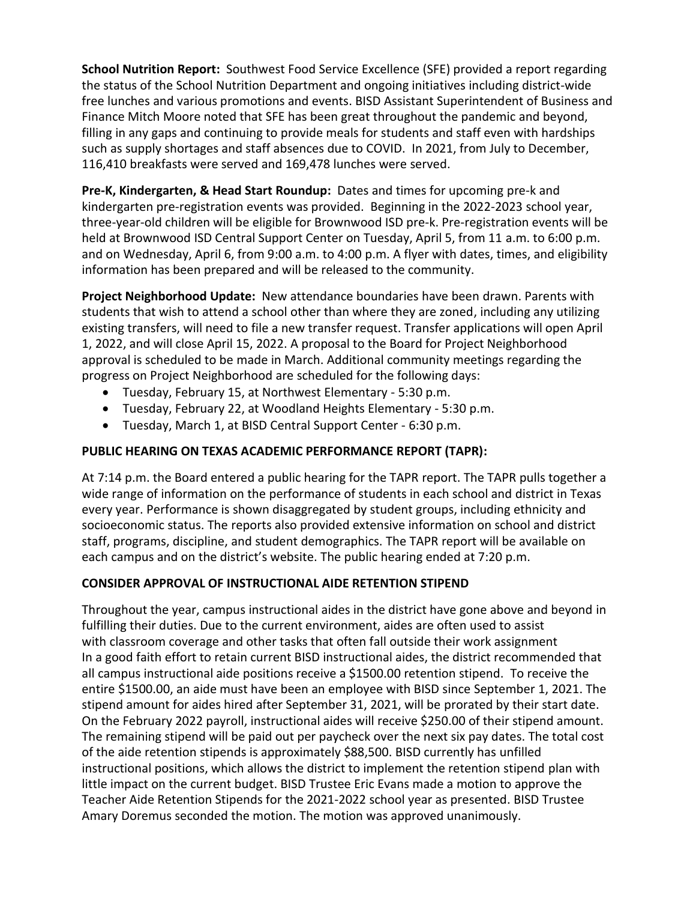**School Nutrition Report:** Southwest Food Service Excellence (SFE) provided a report regarding the status of the School Nutrition Department and ongoing initiatives including district-wide free lunches and various promotions and events. BISD Assistant Superintendent of Business and Finance Mitch Moore noted that SFE has been great throughout the pandemic and beyond, filling in any gaps and continuing to provide meals for students and staff even with hardships such as supply shortages and staff absences due to COVID. In 2021, from July to December, 116,410 breakfasts were served and 169,478 lunches were served.

**Pre-K, Kindergarten, & Head Start Roundup:** Dates and times for upcoming pre-k and kindergarten pre-registration events was provided. Beginning in the 2022-2023 school year, three-year-old children will be eligible for Brownwood ISD pre-k. Pre-registration events will be held at Brownwood ISD Central Support Center on Tuesday, April 5, from 11 a.m. to 6:00 p.m. and on Wednesday, April 6, from 9:00 a.m. to 4:00 p.m. A flyer with dates, times, and eligibility information has been prepared and will be released to the community.

**Project Neighborhood Update:** New attendance boundaries have been drawn. Parents with students that wish to attend a school other than where they are zoned, including any utilizing existing transfers, will need to file a new transfer request. Transfer applications will open April 1, 2022, and will close April 15, 2022. A proposal to the Board for Project Neighborhood approval is scheduled to be made in March. Additional community meetings regarding the progress on Project Neighborhood are scheduled for the following days:

- Tuesday, February 15, at Northwest Elementary - 5:30 p.m.
- Tuesday, February 22, at Woodland Heights Elementary - 5:30 p.m.
- Tuesday, March 1, at BISD Central Support Center - 6:30 p.m.

**PUBLIC HEARING ON TEXAS ACADEMIC PERFORMANCE REPORT (TAPR):**

At 7:14 p.m. the Board entered a public hearing for the TAPR report. The TAPR pulls together a wide range of information on the performance of students in each school and district in Texas every year. Performance is shown disaggregated by student groups, including ethnicity and socioeconomic status. The reports also provided extensive information on school and district staff, programs, discipline, and student demographics. The TAPR report will be available on each campus and on the district's website. The public hearing ended at 7:20 p.m.

**CONSIDER APPROVAL OF INSTRUCTIONAL AIDE RETENTION STIPEND**

Throughout the year, campus instructional aides in the district have gone above and beyond in fulfilling their duties. Due to the current environment, aides are often used to assist with classroom coverage and other tasks that often fall outside their work assignment In a good faith effort to retain current BISD instructional aides, the district recommended that all campus instructional aide positions receive a $1500.00 retention stipend. To receive the entire $1500.00, an aide must have been an employee with BISD since September 1, 2021. The stipend amount for aides hired after September 31, 2021, will be prorated by their start date. On the February 2022 payroll, instructional aides will receive $250.00 of their stipend amount. The remaining stipend will be paid out per paycheck over the next six pay dates. The total cost of the aide retention stipends is approximately $88,500. BISD currently has unfilled instructional positions, which allows the district to implement the retention stipend plan with little impact on the current budget. BISD Trustee Eric Evans made a motion to approve the Teacher Aide Retention Stipends for the 2021-2022 school year as presented. BISD Trustee Amary Doremus seconded the motion. The motion was approved unanimously.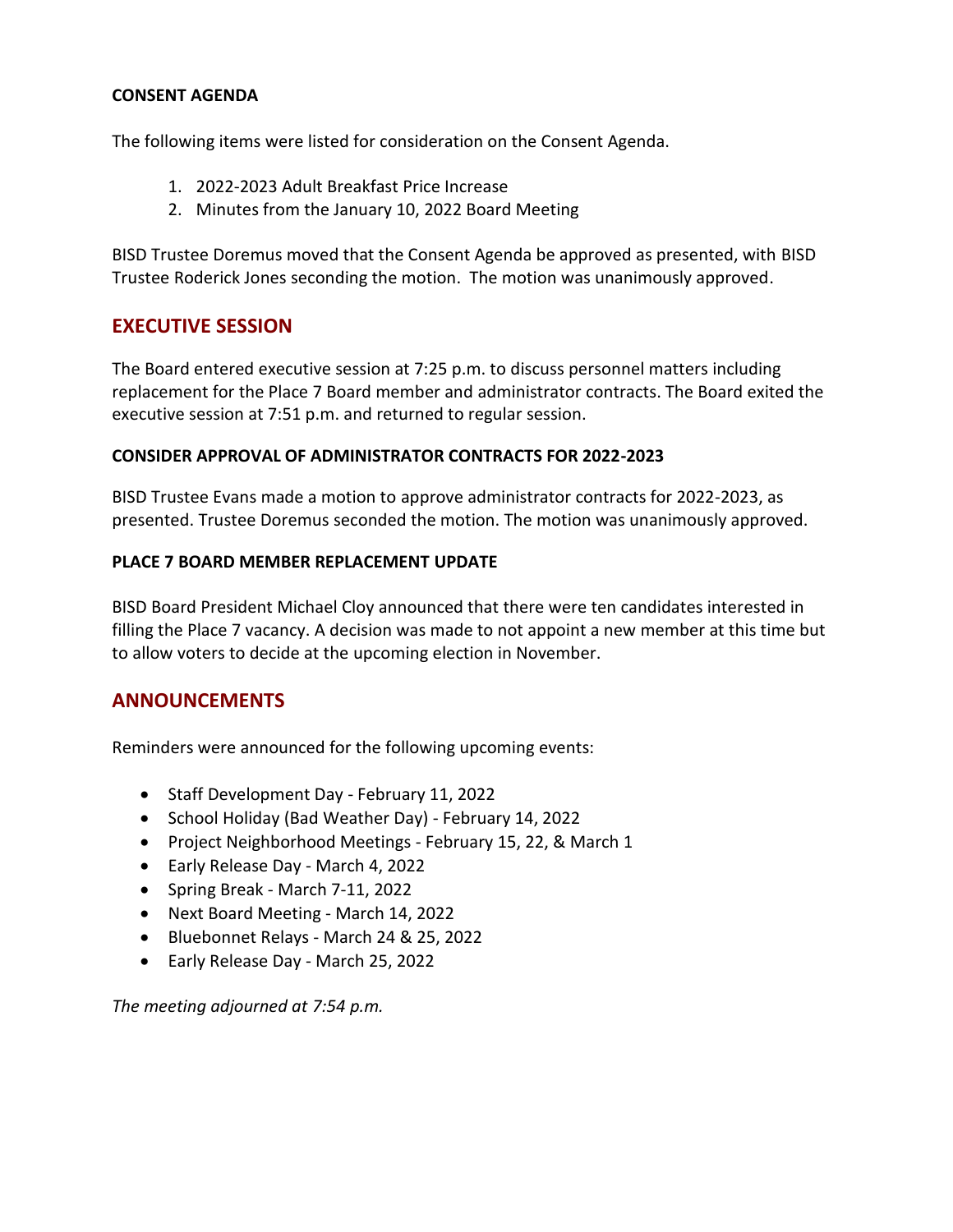**CONSENT AGENDA**

The following items were listed for consideration on the Consent Agenda.

1. 2022-2023 Adult Breakfast Price Increase
2. Minutes from the January 10, 2022 Board Meeting

BISD Trustee Doremus moved that the Consent Agenda be approved as presented, with BISD Trustee Roderick Jones seconding the motion. The motion was unanimously approved.

## EXECUTIVE SESSION

The Board entered executive session at 7:25 p.m. to discuss personnel matters including replacement for the Place 7 Board member and administrator contracts. The Board exited the executive session at 7:51 p.m. and returned to regular session.

**CONSIDER APPROVAL OF ADMINISTRATOR CONTRACTS FOR 2022-2023**

BISD Trustee Evans made a motion to approve administrator contracts for 2022-2023, as presented. Trustee Doremus seconded the motion. The motion was unanimously approved.

**PLACE 7 BOARD MEMBER REPLACEMENT UPDATE**

BISD Board President Michael Cloy announced that there were ten candidates interested in filling the Place 7 vacancy. A decision was made to not appoint a new member at this time but to allow voters to decide at the upcoming election in November.

## ANNOUNCEMENTS

Reminders were announced for the following upcoming events:

- Staff Development Day - February 11, 2022
- School Holiday (Bad Weather Day) - February 14, 2022
- Project Neighborhood Meetings - February 15, 22, & March 1
- Early Release Day - March 4, 2022
- Spring Break - March 7-11, 2022
- Next Board Meeting - March 14, 2022
- Bluebonnet Relays - March 24 & 25, 2022
- Early Release Day - March 25, 2022

*The meeting adjourned at 7:54 p.m.*